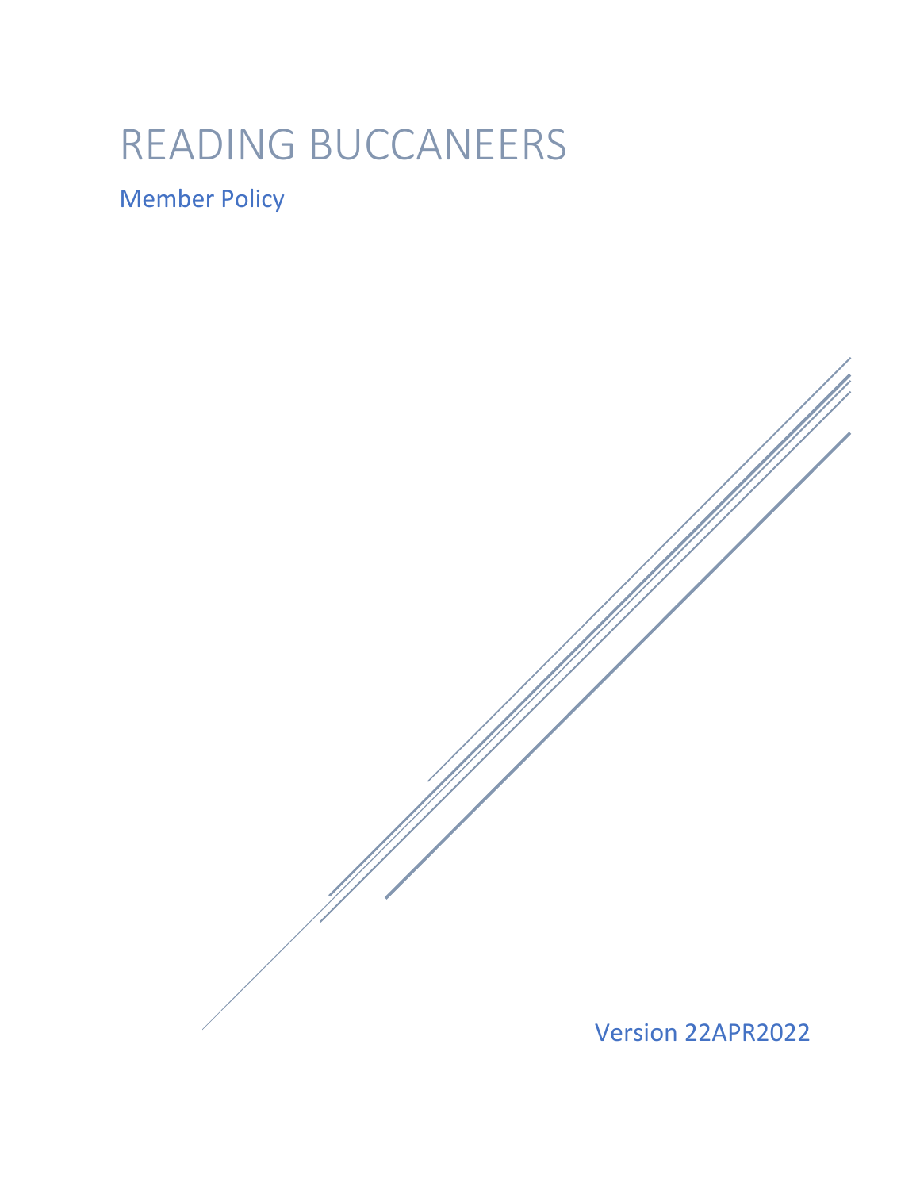# READING BUCCANEERS

## Member Policy

Version 22APR2022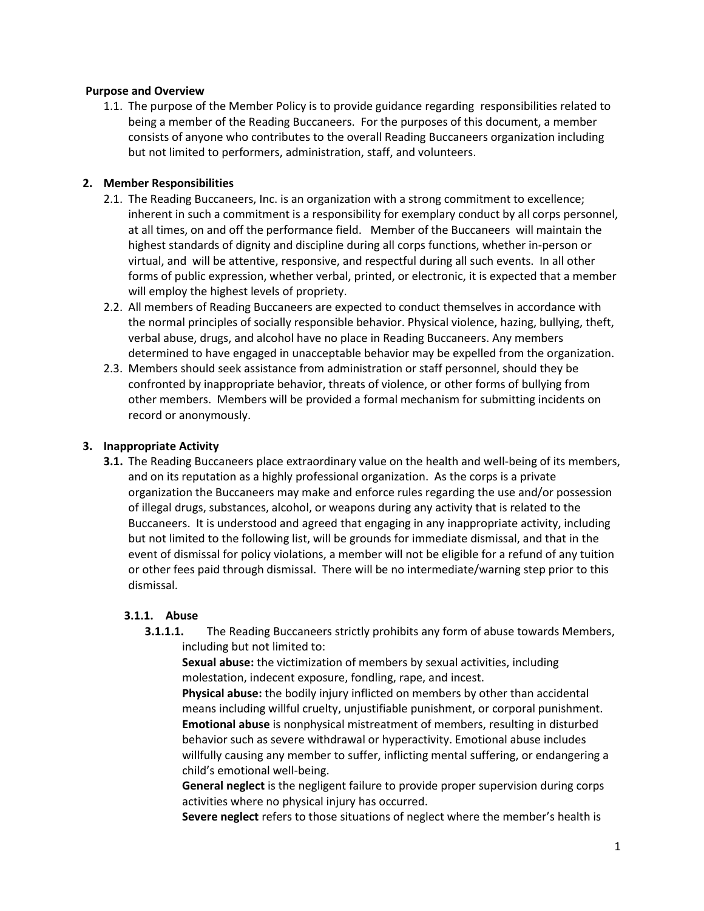**Purpose and Overview**

1.1. The purpose of the Member Policy is to provide guidance regarding responsibilities related to being a member of the Reading Buccaneers. For the purposes of this document, a member consists of anyone who contributes to the overall Reading Buccaneers organization including but not limited to performers, administration, staff, and volunteers.

## 2. Member Responsibilities

2.1. The Reading Buccaneers, Inc. is an organization with a strong commitment to excellence; inherent in such a commitment is a responsibility for exemplary conduct by all corps personnel, at all times, on and off the performance field. Member of the Buccaneers will maintain the highest standards of dignity and discipline during all corps functions, whether in-person or virtual, and will be attentive, responsive, and respectful during all such events. In all other forms of public expression, whether verbal, printed, or electronic, it is expected that a member will employ the highest levels of propriety.

2.2. All members of Reading Buccaneers are expected to conduct themselves in accordance with the normal principles of socially responsible behavior. Physical violence, hazing, bullying, theft, verbal abuse, drugs, and alcohol have no place in Reading Buccaneers. Any members determined to have engaged in unacceptable behavior may be expelled from the organization.

2.3. Members should seek assistance from administration or staff personnel, should they be confronted by inappropriate behavior, threats of violence, or other forms of bullying from other members. Members will be provided a formal mechanism for submitting incidents on record or anonymously.

## 3. Inappropriate Activity

**3.1.** The Reading Buccaneers place extraordinary value on the health and well-being of its members, and on its reputation as a highly professional organization. As the corps is a private organization the Buccaneers may make and enforce rules regarding the use and/or possession of illegal drugs, substances, alcohol, or weapons during any activity that is related to the Buccaneers. It is understood and agreed that engaging in any inappropriate activity, including but not limited to the following list, will be grounds for immediate dismissal, and that in the event of dismissal for policy violations, a member will not be eligible for a refund of any tuition or other fees paid through dismissal. There will be no intermediate/warning step prior to this dismissal.

### 3.1.1. Abuse

**3.1.1.1.** The Reading Buccaneers strictly prohibits any form of abuse towards Members, including but not limited to:

**Sexual abuse:** the victimization of members by sexual activities, including molestation, indecent exposure, fondling, rape, and incest.

**Physical abuse:** the bodily injury inflicted on members by other than accidental means including willful cruelty, unjustifiable punishment, or corporal punishment.

**Emotional abuse** is nonphysical mistreatment of members, resulting in disturbed behavior such as severe withdrawal or hyperactivity. Emotional abuse includes willfully causing any member to suffer, inflicting mental suffering, or endangering a child's emotional well-being.

**General neglect** is the negligent failure to provide proper supervision during corps activities where no physical injury has occurred.

**Severe neglect** refers to those situations of neglect where the member's health is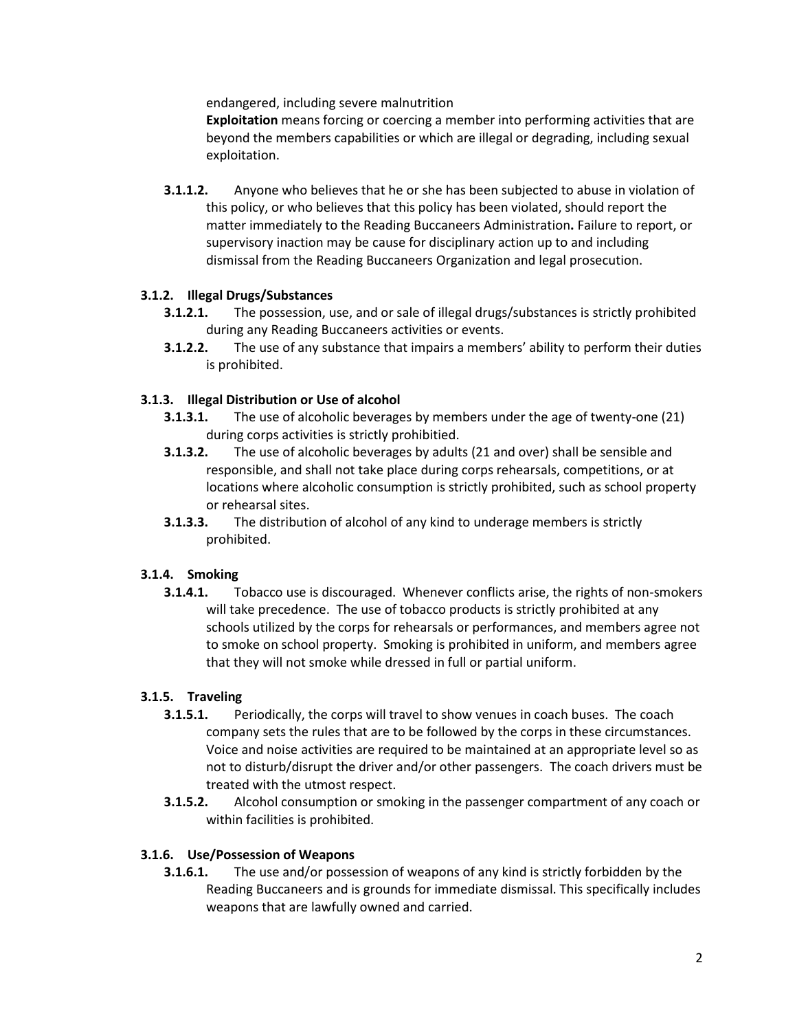endangered, including severe malnutrition

**Exploitation** means forcing or coercing a member into performing activities that are beyond the members capabilities or which are illegal or degrading, including sexual exploitation.

**3.1.1.2.** Anyone who believes that he or she has been subjected to abuse in violation of this policy, or who believes that this policy has been violated, should report the matter immediately to the Reading Buccaneers Administration**.** Failure to report, or supervisory inaction may be cause for disciplinary action up to and including dismissal from the Reading Buccaneers Organization and legal prosecution.

**3.1.2. Illegal Drugs/Substances**

**3.1.2.1.** The possession, use, and or sale of illegal drugs/substances is strictly prohibited during any Reading Buccaneers activities or events.

**3.1.2.2.** The use of any substance that impairs a members' ability to perform their duties is prohibited.

**3.1.3. Illegal Distribution or Use of alcohol**

**3.1.3.1.** The use of alcoholic beverages by members under the age of twenty-one (21) during corps activities is strictly prohibitied.

**3.1.3.2.** The use of alcoholic beverages by adults (21 and over) shall be sensible and responsible, and shall not take place during corps rehearsals, competitions, or at locations where alcoholic consumption is strictly prohibited, such as school property or rehearsal sites.

**3.1.3.3.** The distribution of alcohol of any kind to underage members is strictly prohibited.

**3.1.4. Smoking**

**3.1.4.1.** Tobacco use is discouraged. Whenever conflicts arise, the rights of non-smokers will take precedence. The use of tobacco products is strictly prohibited at any schools utilized by the corps for rehearsals or performances, and members agree not to smoke on school property. Smoking is prohibited in uniform, and members agree that they will not smoke while dressed in full or partial uniform.

**3.1.5. Traveling**

**3.1.5.1.** Periodically, the corps will travel to show venues in coach buses. The coach company sets the rules that are to be followed by the corps in these circumstances. Voice and noise activities are required to be maintained at an appropriate level so as not to disturb/disrupt the driver and/or other passengers. The coach drivers must be treated with the utmost respect.

**3.1.5.2.** Alcohol consumption or smoking in the passenger compartment of any coach or within facilities is prohibited.

**3.1.6. Use/Possession of Weapons**

**3.1.6.1.** The use and/or possession of weapons of any kind is strictly forbidden by the Reading Buccaneers and is grounds for immediate dismissal. This specifically includes weapons that are lawfully owned and carried.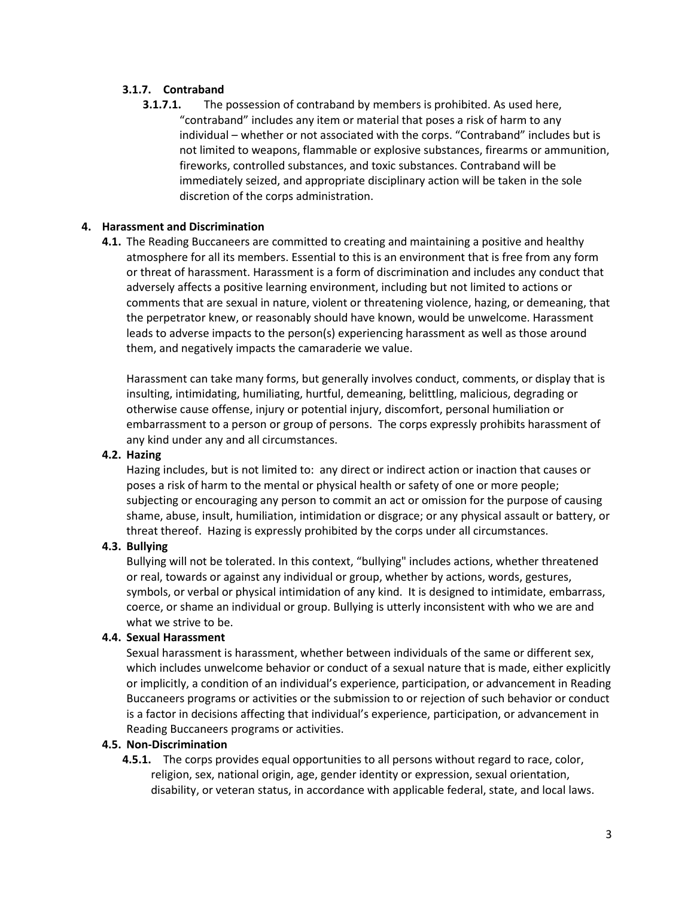### 3.1.7. Contraband

**3.1.7.1.** The possession of contraband by members is prohibited. As used here, “contraband” includes any item or material that poses a risk of harm to any individual – whether or not associated with the corps. “Contraband” includes but is not limited to weapons, flammable or explosive substances, firearms or ammunition, fireworks, controlled substances, and toxic substances. Contraband will be immediately seized, and appropriate disciplinary action will be taken in the sole discretion of the corps administration.

## 4. Harassment and Discrimination

**4.1.** The Reading Buccaneers are committed to creating and maintaining a positive and healthy atmosphere for all its members. Essential to this is an environment that is free from any form or threat of harassment. Harassment is a form of discrimination and includes any conduct that adversely affects a positive learning environment, including but not limited to actions or comments that are sexual in nature, violent or threatening violence, hazing, or demeaning, that the perpetrator knew, or reasonably should have known, would be unwelcome. Harassment leads to adverse impacts to the person(s) experiencing harassment as well as those around them, and negatively impacts the camaraderie we value.

Harassment can take many forms, but generally involves conduct, comments, or display that is insulting, intimidating, humiliating, hurtful, demeaning, belittling, malicious, degrading or otherwise cause offense, injury or potential injury, discomfort, personal humiliation or embarrassment to a person or group of persons. The corps expressly prohibits harassment of any kind under any and all circumstances.

### 4.2. Hazing

Hazing includes, but is not limited to: any direct or indirect action or inaction that causes or poses a risk of harm to the mental or physical health or safety of one or more people; subjecting or encouraging any person to commit an act or omission for the purpose of causing shame, abuse, insult, humiliation, intimidation or disgrace; or any physical assault or battery, or threat thereof. Hazing is expressly prohibited by the corps under all circumstances.

### 4.3. Bullying

Bullying will not be tolerated. In this context, “bullying" includes actions, whether threatened or real, towards or against any individual or group, whether by actions, words, gestures, symbols, or verbal or physical intimidation of any kind. It is designed to intimidate, embarrass, coerce, or shame an individual or group. Bullying is utterly inconsistent with who we are and what we strive to be.

### 4.4. Sexual Harassment

Sexual harassment is harassment, whether between individuals of the same or different sex, which includes unwelcome behavior or conduct of a sexual nature that is made, either explicitly or implicitly, a condition of an individual’s experience, participation, or advancement in Reading Buccaneers programs or activities or the submission to or rejection of such behavior or conduct is a factor in decisions affecting that individual’s experience, participation, or advancement in Reading Buccaneers programs or activities.

### 4.5. Non-Discrimination

**4.5.1.** The corps provides equal opportunities to all persons without regard to race, color, religion, sex, national origin, age, gender identity or expression, sexual orientation, disability, or veteran status, in accordance with applicable federal, state, and local laws.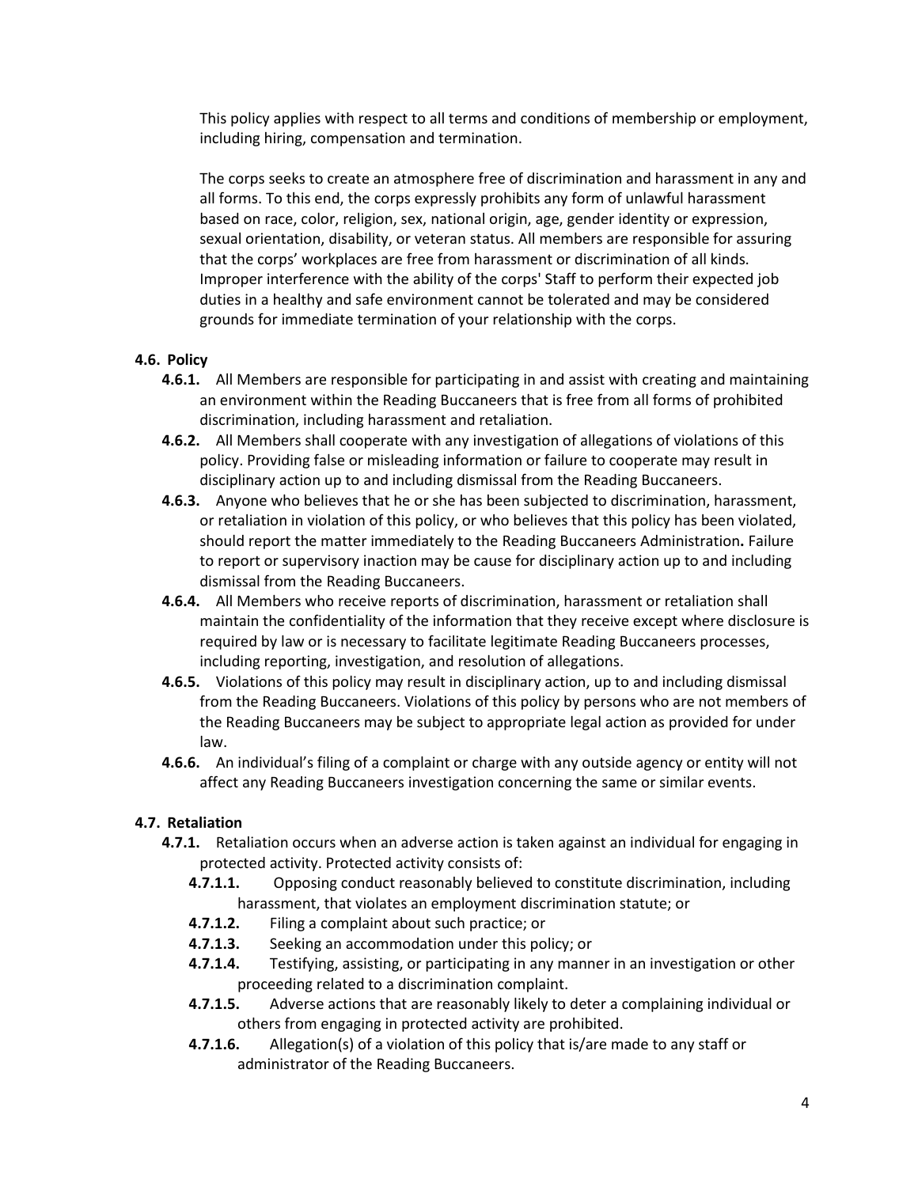This policy applies with respect to all terms and conditions of membership or employment, including hiring, compensation and termination.

The corps seeks to create an atmosphere free of discrimination and harassment in any and all forms. To this end, the corps expressly prohibits any form of unlawful harassment based on race, color, religion, sex, national origin, age, gender identity or expression, sexual orientation, disability, or veteran status. All members are responsible for assuring that the corps' workplaces are free from harassment or discrimination of all kinds. Improper interference with the ability of the corps' Staff to perform their expected job duties in a healthy and safe environment cannot be tolerated and may be considered grounds for immediate termination of your relationship with the corps.

### 4.6. Policy

- **4.6.1.** All Members are responsible for participating in and assist with creating and maintaining an environment within the Reading Buccaneers that is free from all forms of prohibited discrimination, including harassment and retaliation.
- **4.6.2.** All Members shall cooperate with any investigation of allegations of violations of this policy. Providing false or misleading information or failure to cooperate may result in disciplinary action up to and including dismissal from the Reading Buccaneers.
- **4.6.3.** Anyone who believes that he or she has been subjected to discrimination, harassment, or retaliation in violation of this policy, or who believes that this policy has been violated, should report the matter immediately to the Reading Buccaneers Administration**.** Failure to report or supervisory inaction may be cause for disciplinary action up to and including dismissal from the Reading Buccaneers.
- **4.6.4.** All Members who receive reports of discrimination, harassment or retaliation shall maintain the confidentiality of the information that they receive except where disclosure is required by law or is necessary to facilitate legitimate Reading Buccaneers processes, including reporting, investigation, and resolution of allegations.
- **4.6.5.** Violations of this policy may result in disciplinary action, up to and including dismissal from the Reading Buccaneers. Violations of this policy by persons who are not members of the Reading Buccaneers may be subject to appropriate legal action as provided for under law.
- **4.6.6.** An individual's filing of a complaint or charge with any outside agency or entity will not affect any Reading Buccaneers investigation concerning the same or similar events.

### 4.7. Retaliation

- **4.7.1.** Retaliation occurs when an adverse action is taken against an individual for engaging in protected activity. Protected activity consists of:
  - **4.7.1.1.** Opposing conduct reasonably believed to constitute discrimination, including harassment, that violates an employment discrimination statute; or
  - **4.7.1.2.** Filing a complaint about such practice; or
  - **4.7.1.3.** Seeking an accommodation under this policy; or
  - **4.7.1.4.** Testifying, assisting, or participating in any manner in an investigation or other proceeding related to a discrimination complaint.
  - **4.7.1.5.** Adverse actions that are reasonably likely to deter a complaining individual or others from engaging in protected activity are prohibited.
  - **4.7.1.6.** Allegation(s) of a violation of this policy that is/are made to any staff or administrator of the Reading Buccaneers.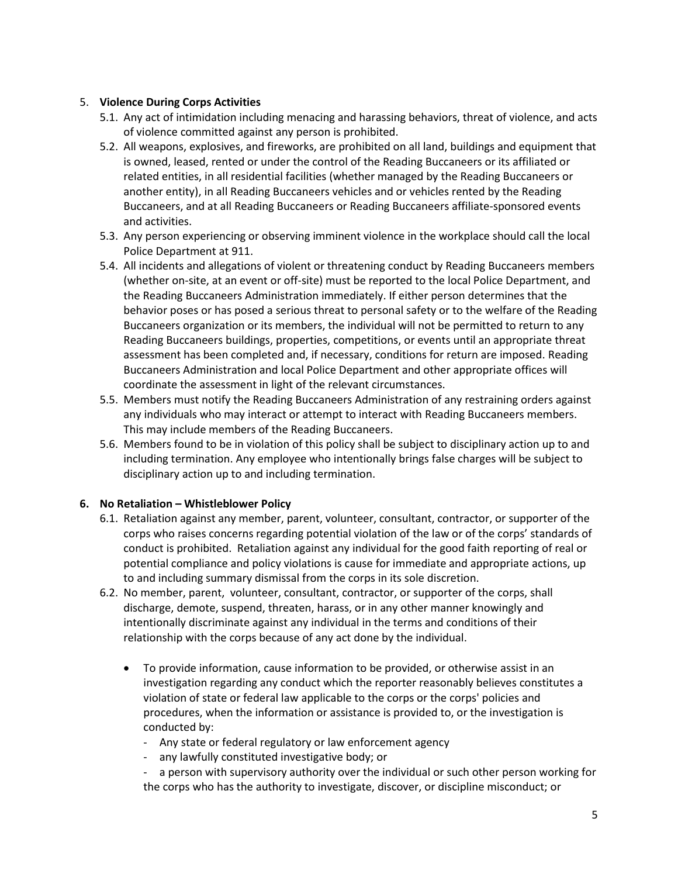5. **Violence During Corps Activities**
    5.1. Any act of intimidation including menacing and harassing behaviors, threat of violence, and acts of violence committed against any person is prohibited.
    5.2. All weapons, explosives, and fireworks, are prohibited on all land, buildings and equipment that is owned, leased, rented or under the control of the Reading Buccaneers or its affiliated or related entities, in all residential facilities (whether managed by the Reading Buccaneers or another entity), in all Reading Buccaneers vehicles and or vehicles rented by the Reading Buccaneers, and at all Reading Buccaneers or Reading Buccaneers affiliate-sponsored events and activities.
    5.3. Any person experiencing or observing imminent violence in the workplace should call the local Police Department at 911.
    5.4. All incidents and allegations of violent or threatening conduct by Reading Buccaneers members (whether on-site, at an event or off-site) must be reported to the local Police Department, and the Reading Buccaneers Administration immediately. If either person determines that the behavior poses or has posed a serious threat to personal safety or to the welfare of the Reading Buccaneers organization or its members, the individual will not be permitted to return to any Reading Buccaneers buildings, properties, competitions, or events until an appropriate threat assessment has been completed and, if necessary, conditions for return are imposed. Reading Buccaneers Administration and local Police Department and other appropriate offices will coordinate the assessment in light of the relevant circumstances.
    5.5. Members must notify the Reading Buccaneers Administration of any restraining orders against any individuals who may interact or attempt to interact with Reading Buccaneers members. This may include members of the Reading Buccaneers.
    5.6. Members found to be in violation of this policy shall be subject to disciplinary action up to and including termination. Any employee who intentionally brings false charges will be subject to disciplinary action up to and including termination.

6. **No Retaliation – Whistleblower Policy**
    6.1. Retaliation against any member, parent, volunteer, consultant, contractor, or supporter of the corps who raises concerns regarding potential violation of the law or of the corps' standards of conduct is prohibited. Retaliation against any individual for the good faith reporting of real or potential compliance and policy violations is cause for immediate and appropriate actions, up to and including summary dismissal from the corps in its sole discretion.
    6.2. No member, parent, volunteer, consultant, contractor, or supporter of the corps, shall discharge, demote, suspend, threaten, harass, or in any other manner knowingly and intentionally discriminate against any individual in the terms and conditions of their relationship with the corps because of any act done by the individual.

        - To provide information, cause information to be provided, or otherwise assist in an investigation regarding any conduct which the reporter reasonably believes constitutes a violation of state or federal law applicable to the corps or the corps' policies and procedures, when the information or assistance is provided to, or the investigation is conducted by:
            - Any state or federal regulatory or law enforcement agency
            - any lawfully constituted investigative body; or
            - a person with supervisory authority over the individual or such other person working for the corps who has the authority to investigate, discover, or discipline misconduct; or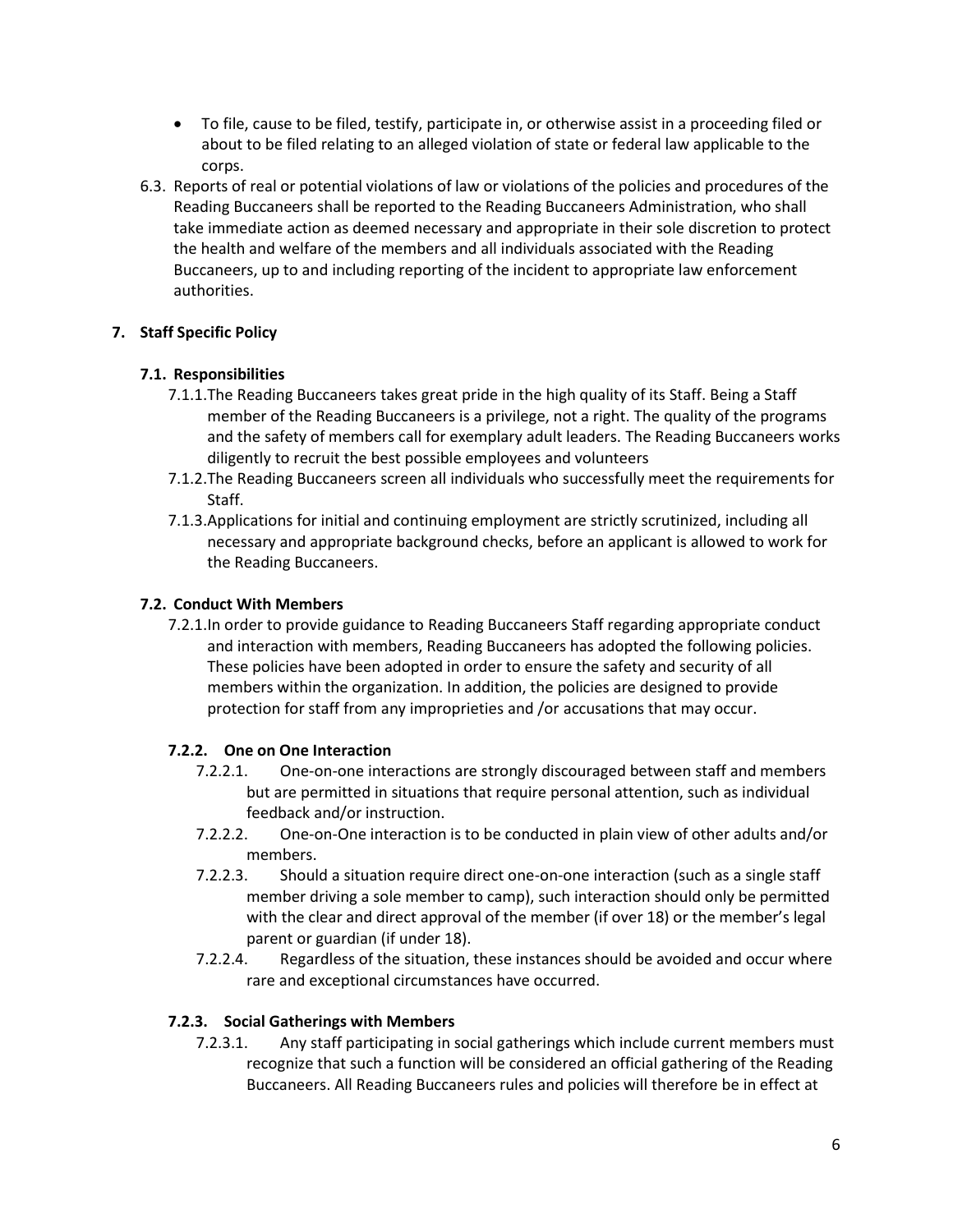- To file, cause to be filed, testify, participate in, or otherwise assist in a proceeding filed or about to be filed relating to an alleged violation of state or federal law applicable to the corps.

6.3. Reports of real or potential violations of law or violations of the policies and procedures of the Reading Buccaneers shall be reported to the Reading Buccaneers Administration, who shall take immediate action as deemed necessary and appropriate in their sole discretion to protect the health and welfare of the members and all individuals associated with the Reading Buccaneers, up to and including reporting of the incident to appropriate law enforcement authorities.

## 7. Staff Specific Policy

### 7.1. Responsibilities

7.1.1. The Reading Buccaneers takes great pride in the high quality of its Staff. Being a Staff member of the Reading Buccaneers is a privilege, not a right. The quality of the programs and the safety of members call for exemplary adult leaders. The Reading Buccaneers works diligently to recruit the best possible employees and volunteers

7.1.2. The Reading Buccaneers screen all individuals who successfully meet the requirements for Staff.

7.1.3. Applications for initial and continuing employment are strictly scrutinized, including all necessary and appropriate background checks, before an applicant is allowed to work for the Reading Buccaneers.

### 7.2. Conduct With Members

7.2.1. In order to provide guidance to Reading Buccaneers Staff regarding appropriate conduct and interaction with members, Reading Buccaneers has adopted the following policies. These policies have been adopted in order to ensure the safety and security of all members within the organization. In addition, the policies are designed to provide protection for staff from any improprieties and /or accusations that may occur.

#### 7.2.2. One on One Interaction

7.2.2.1. One-on-one interactions are strongly discouraged between staff and members but are permitted in situations that require personal attention, such as individual feedback and/or instruction.

7.2.2.2. One-on-One interaction is to be conducted in plain view of other adults and/or members.

7.2.2.3. Should a situation require direct one-on-one interaction (such as a single staff member driving a sole member to camp), such interaction should only be permitted with the clear and direct approval of the member (if over 18) or the member's legal parent or guardian (if under 18).

7.2.2.4. Regardless of the situation, these instances should be avoided and occur where rare and exceptional circumstances have occurred.

#### 7.2.3. Social Gatherings with Members

7.2.3.1. Any staff participating in social gatherings which include current members must recognize that such a function will be considered an official gathering of the Reading Buccaneers. All Reading Buccaneers rules and policies will therefore be in effect at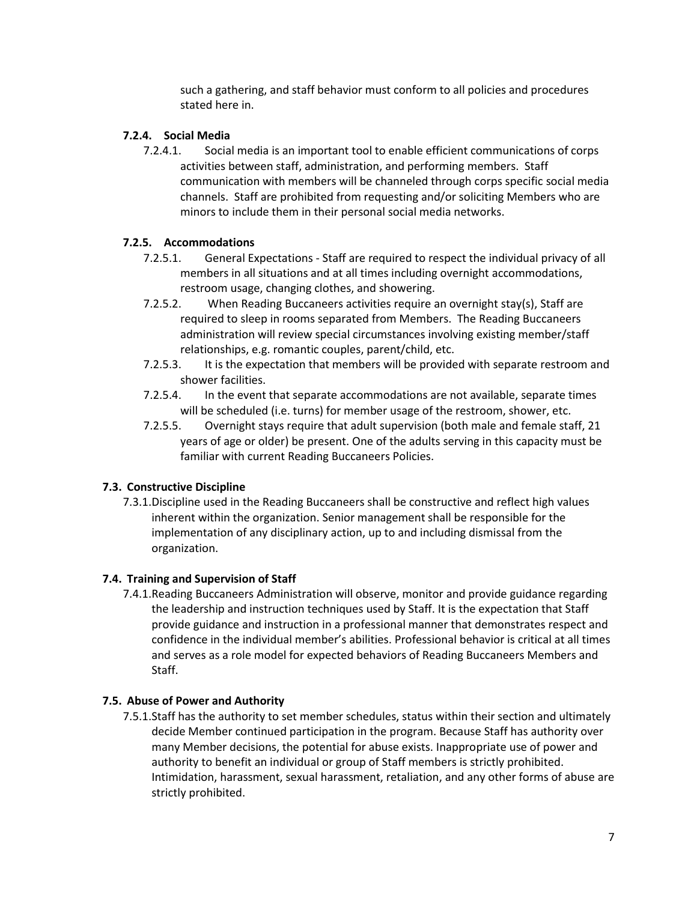such a gathering, and staff behavior must conform to all policies and procedures stated here in.

### 7.2.4. Social Media

7.2.4.1. Social media is an important tool to enable efficient communications of corps activities between staff, administration, and performing members. Staff communication with members will be channeled through corps specific social media channels. Staff are prohibited from requesting and/or soliciting Members who are minors to include them in their personal social media networks.

### 7.2.5. Accommodations

7.2.5.1. General Expectations - Staff are required to respect the individual privacy of all members in all situations and at all times including overnight accommodations, restroom usage, changing clothes, and showering.

7.2.5.2. When Reading Buccaneers activities require an overnight stay(s), Staff are required to sleep in rooms separated from Members. The Reading Buccaneers administration will review special circumstances involving existing member/staff relationships, e.g. romantic couples, parent/child, etc.

7.2.5.3. It is the expectation that members will be provided with separate restroom and shower facilities.

7.2.5.4. In the event that separate accommodations are not available, separate times will be scheduled (i.e. turns) for member usage of the restroom, shower, etc.

7.2.5.5. Overnight stays require that adult supervision (both male and female staff, 21 years of age or older) be present. One of the adults serving in this capacity must be familiar with current Reading Buccaneers Policies.

## 7.3. Constructive Discipline

7.3.1. Discipline used in the Reading Buccaneers shall be constructive and reflect high values inherent within the organization. Senior management shall be responsible for the implementation of any disciplinary action, up to and including dismissal from the organization.

## 7.4. Training and Supervision of Staff

7.4.1. Reading Buccaneers Administration will observe, monitor and provide guidance regarding the leadership and instruction techniques used by Staff. It is the expectation that Staff provide guidance and instruction in a professional manner that demonstrates respect and confidence in the individual member's abilities. Professional behavior is critical at all times and serves as a role model for expected behaviors of Reading Buccaneers Members and Staff.

## 7.5. Abuse of Power and Authority

7.5.1. Staff has the authority to set member schedules, status within their section and ultimately decide Member continued participation in the program. Because Staff has authority over many Member decisions, the potential for abuse exists. Inappropriate use of power and authority to benefit an individual or group of Staff members is strictly prohibited. Intimidation, harassment, sexual harassment, retaliation, and any other forms of abuse are strictly prohibited.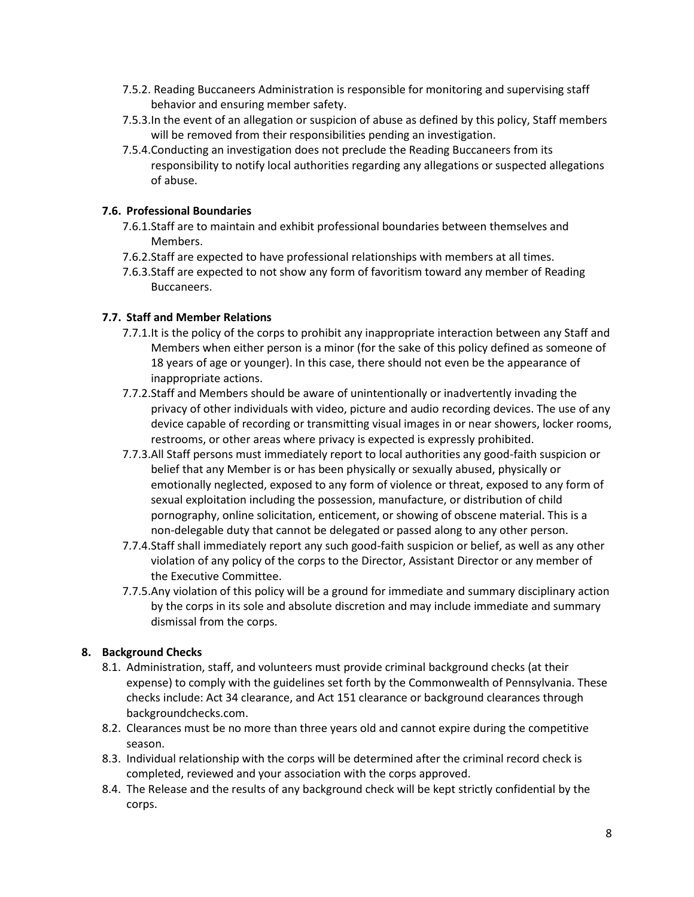7.5.2. Reading Buccaneers Administration is responsible for monitoring and supervising staff behavior and ensuring member safety.

7.5.3. In the event of an allegation or suspicion of abuse as defined by this policy, Staff members will be removed from their responsibilities pending an investigation.

7.5.4. Conducting an investigation does not preclude the Reading Buccaneers from its responsibility to notify local authorities regarding any allegations or suspected allegations of abuse.

### 7.6. Professional Boundaries

7.6.1. Staff are to maintain and exhibit professional boundaries between themselves and Members.

7.6.2. Staff are expected to have professional relationships with members at all times.

7.6.3. Staff are expected to not show any form of favoritism toward any member of Reading Buccaneers.

### 7.7. Staff and Member Relations

7.7.1. It is the policy of the corps to prohibit any inappropriate interaction between any Staff and Members when either person is a minor (for the sake of this policy defined as someone of 18 years of age or younger). In this case, there should not even be the appearance of inappropriate actions.

7.7.2. Staff and Members should be aware of unintentionally or inadvertently invading the privacy of other individuals with video, picture and audio recording devices. The use of any device capable of recording or transmitting visual images in or near showers, locker rooms, restrooms, or other areas where privacy is expected is expressly prohibited.

7.7.3. All Staff persons must immediately report to local authorities any good-faith suspicion or belief that any Member is or has been physically or sexually abused, physically or emotionally neglected, exposed to any form of violence or threat, exposed to any form of sexual exploitation including the possession, manufacture, or distribution of child pornography, online solicitation, enticement, or showing of obscene material. This is a non-delegable duty that cannot be delegated or passed along to any other person.

7.7.4. Staff shall immediately report any such good-faith suspicion or belief, as well as any other violation of any policy of the corps to the Director, Assistant Director or any member of the Executive Committee.

7.7.5. Any violation of this policy will be a ground for immediate and summary disciplinary action by the corps in its sole and absolute discretion and may include immediate and summary dismissal from the corps.

## 8. Background Checks

8.1. Administration, staff, and volunteers must provide criminal background checks (at their expense) to comply with the guidelines set forth by the Commonwealth of Pennsylvania. These checks include: Act 34 clearance, and Act 151 clearance or background clearances through backgroundchecks.com.

8.2. Clearances must be no more than three years old and cannot expire during the competitive season.

8.3. Individual relationship with the corps will be determined after the criminal record check is completed, reviewed and your association with the corps approved.

8.4. The Release and the results of any background check will be kept strictly confidential by the corps.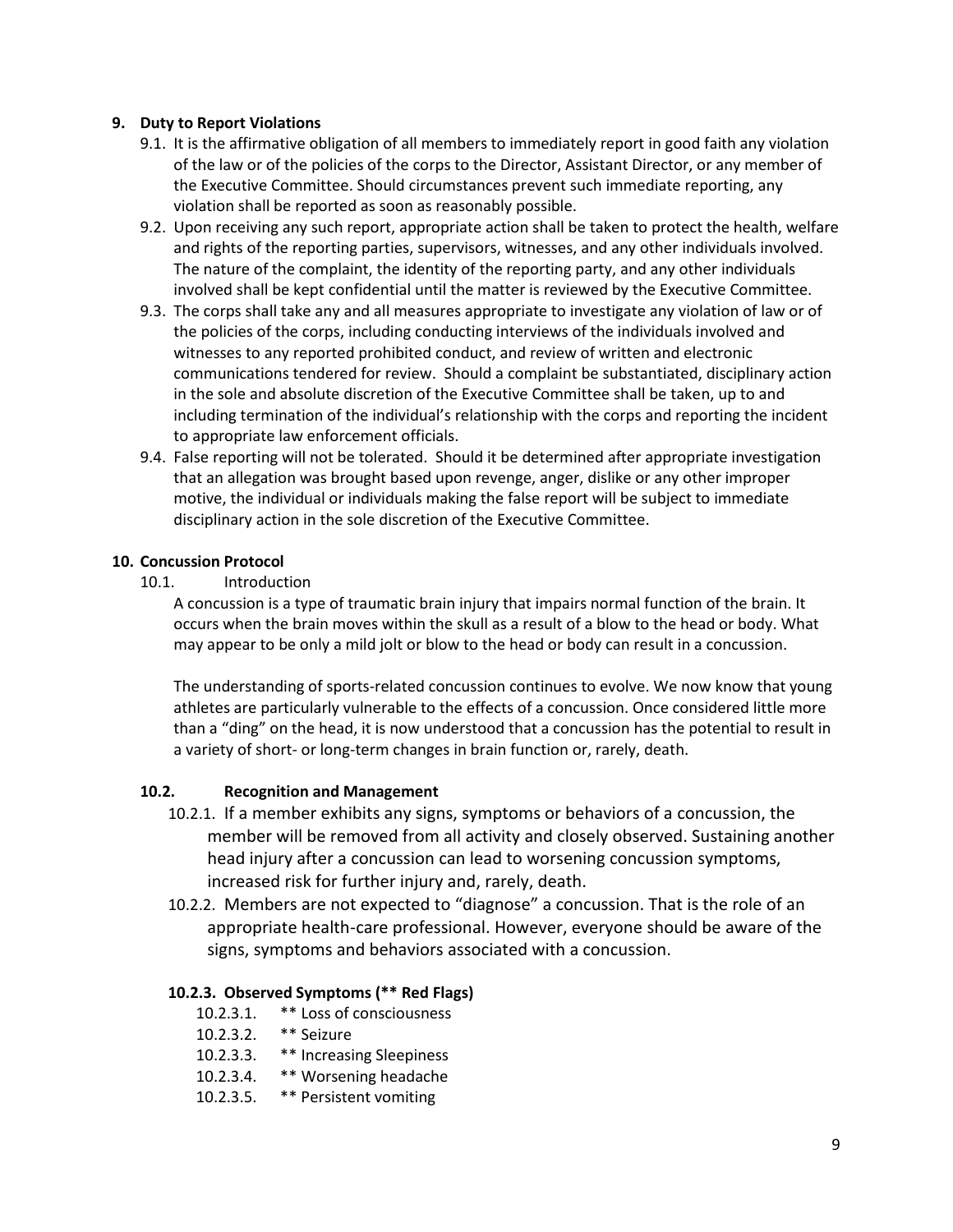## 9. Duty to Report Violations

9.1. It is the affirmative obligation of all members to immediately report in good faith any violation of the law or of the policies of the corps to the Director, Assistant Director, or any member of the Executive Committee. Should circumstances prevent such immediate reporting, any violation shall be reported as soon as reasonably possible.

9.2. Upon receiving any such report, appropriate action shall be taken to protect the health, welfare and rights of the reporting parties, supervisors, witnesses, and any other individuals involved. The nature of the complaint, the identity of the reporting party, and any other individuals involved shall be kept confidential until the matter is reviewed by the Executive Committee.

9.3. The corps shall take any and all measures appropriate to investigate any violation of law or of the policies of the corps, including conducting interviews of the individuals involved and witnesses to any reported prohibited conduct, and review of written and electronic communications tendered for review. Should a complaint be substantiated, disciplinary action in the sole and absolute discretion of the Executive Committee shall be taken, up to and including termination of the individual's relationship with the corps and reporting the incident to appropriate law enforcement officials.

9.4. False reporting will not be tolerated. Should it be determined after appropriate investigation that an allegation was brought based upon revenge, anger, dislike or any other improper motive, the individual or individuals making the false report will be subject to immediate disciplinary action in the sole discretion of the Executive Committee.

## 10. Concussion Protocol

10.1. Introduction

A concussion is a type of traumatic brain injury that impairs normal function of the brain. It occurs when the brain moves within the skull as a result of a blow to the head or body. What may appear to be only a mild jolt or blow to the head or body can result in a concussion.

The understanding of sports-related concussion continues to evolve. We now know that young athletes are particularly vulnerable to the effects of a concussion. Once considered little more than a "ding" on the head, it is now understood that a concussion has the potential to result in a variety of short- or long-term changes in brain function or, rarely, death.

### 10.2. Recognition and Management

10.2.1. If a member exhibits any signs, symptoms or behaviors of a concussion, the member will be removed from all activity and closely observed. Sustaining another head injury after a concussion can lead to worsening concussion symptoms, increased risk for further injury and, rarely, death.

10.2.2. Members are not expected to "diagnose" a concussion. That is the role of an appropriate health-care professional. However, everyone should be aware of the signs, symptoms and behaviors associated with a concussion.

#### 10.2.3. Observed Symptoms (** Red Flags)

10.2.3.1. ** Loss of consciousness

10.2.3.2. ** Seizure

10.2.3.3. ** Increasing Sleepiness

10.2.3.4. ** Worsening headache

10.2.3.5. ** Persistent vomiting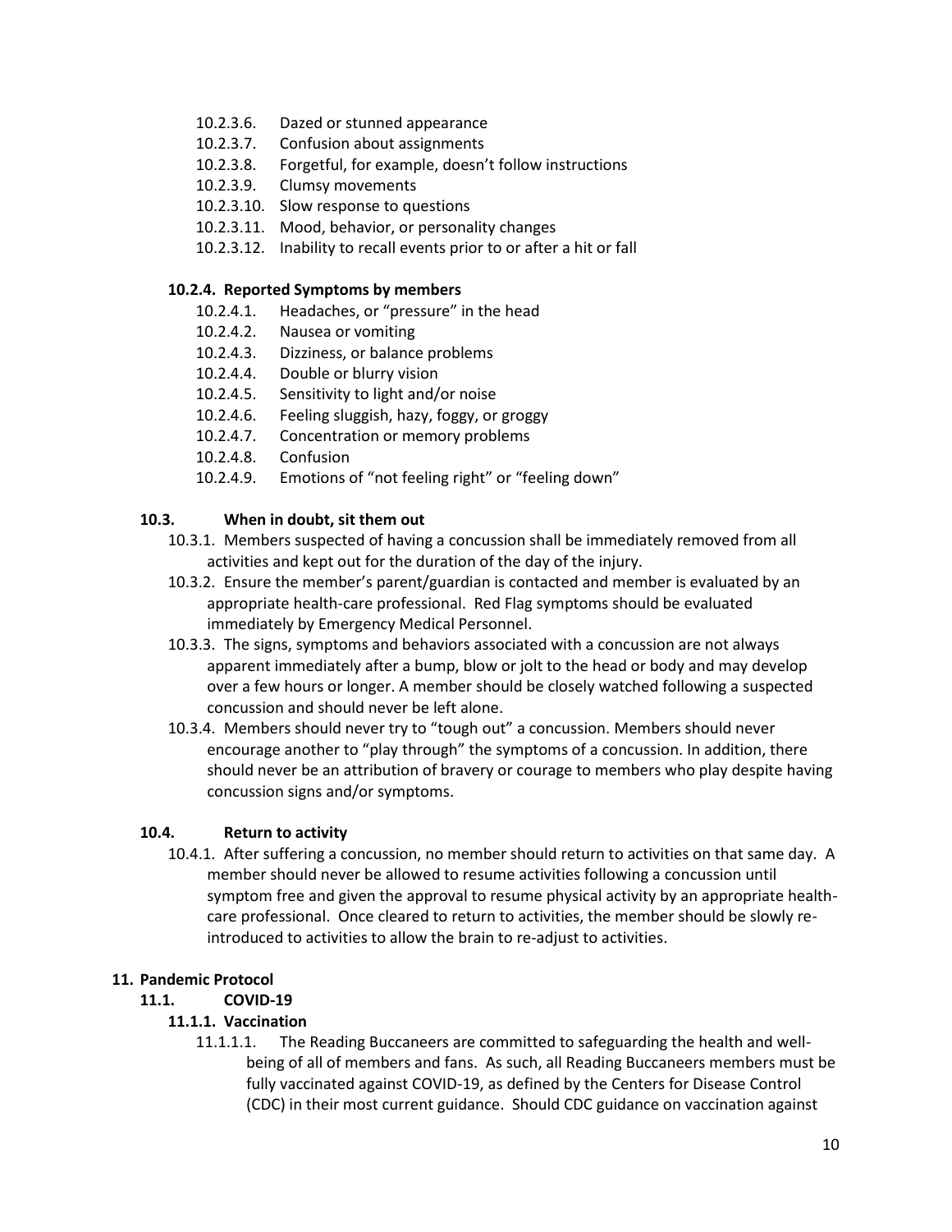- 10.2.3.6. Dazed or stunned appearance
- 10.2.3.7. Confusion about assignments
- 10.2.3.8. Forgetful, for example, doesn't follow instructions
- 10.2.3.9. Clumsy movements
- 10.2.3.10. Slow response to questions
- 10.2.3.11. Mood, behavior, or personality changes
- 10.2.3.12. Inability to recall events prior to or after a hit or fall

#### 10.2.4. Reported Symptoms by members

- 10.2.4.1. Headaches, or "pressure" in the head
- 10.2.4.2. Nausea or vomiting
- 10.2.4.3. Dizziness, or balance problems
- 10.2.4.4. Double or blurry vision
- 10.2.4.5. Sensitivity to light and/or noise
- 10.2.4.6. Feeling sluggish, hazy, foggy, or groggy
- 10.2.4.7. Concentration or memory problems
- 10.2.4.8. Confusion
- 10.2.4.9. Emotions of "not feeling right" or "feeling down"

### 10.3. When in doubt, sit them out

10.3.1. Members suspected of having a concussion shall be immediately removed from all activities and kept out for the duration of the day of the injury.

10.3.2. Ensure the member's parent/guardian is contacted and member is evaluated by an appropriate health-care professional. Red Flag symptoms should be evaluated immediately by Emergency Medical Personnel.

10.3.3. The signs, symptoms and behaviors associated with a concussion are not always apparent immediately after a bump, blow or jolt to the head or body and may develop over a few hours or longer. A member should be closely watched following a suspected concussion and should never be left alone.

10.3.4. Members should never try to "tough out" a concussion. Members should never encourage another to "play through" the symptoms of a concussion. In addition, there should never be an attribution of bravery or courage to members who play despite having concussion signs and/or symptoms.

### 10.4. Return to activity

10.4.1. After suffering a concussion, no member should return to activities on that same day. A member should never be allowed to resume activities following a concussion until symptom free and given the approval to resume physical activity by an appropriate health-care professional. Once cleared to return to activities, the member should be slowly re-introduced to activities to allow the brain to re-adjust to activities.

## 11. Pandemic Protocol

### 11.1. COVID-19

#### 11.1.1. Vaccination

11.1.1.1. The Reading Buccaneers are committed to safeguarding the health and well-being of all of members and fans. As such, all Reading Buccaneers members must be fully vaccinated against COVID-19, as defined by the Centers for Disease Control (CDC) in their most current guidance. Should CDC guidance on vaccination against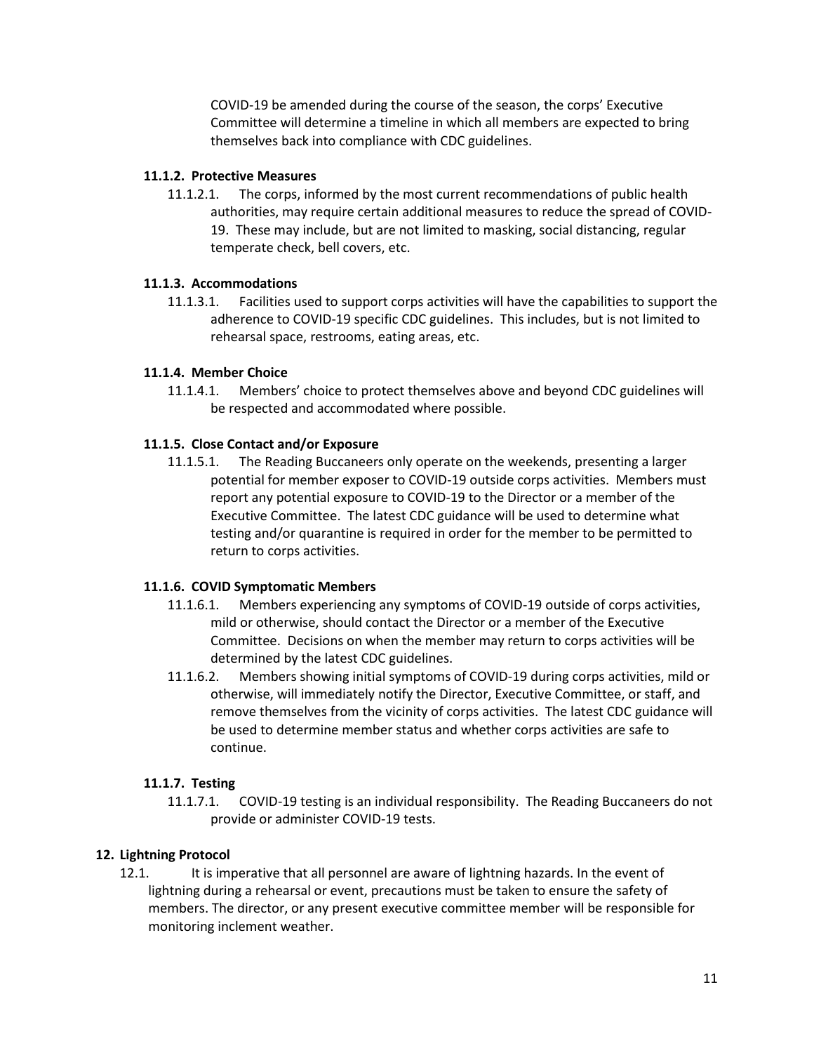COVID-19 be amended during the course of the season, the corps' Executive Committee will determine a timeline in which all members are expected to bring themselves back into compliance with CDC guidelines.

#### 11.1.2. Protective Measures

11.1.2.1. The corps, informed by the most current recommendations of public health authorities, may require certain additional measures to reduce the spread of COVID-19. These may include, but are not limited to masking, social distancing, regular temperate check, bell covers, etc.

#### 11.1.3. Accommodations

11.1.3.1. Facilities used to support corps activities will have the capabilities to support the adherence to COVID-19 specific CDC guidelines. This includes, but is not limited to rehearsal space, restrooms, eating areas, etc.

#### 11.1.4. Member Choice

11.1.4.1. Members' choice to protect themselves above and beyond CDC guidelines will be respected and accommodated where possible.

#### 11.1.5. Close Contact and/or Exposure

11.1.5.1. The Reading Buccaneers only operate on the weekends, presenting a larger potential for member exposer to COVID-19 outside corps activities. Members must report any potential exposure to COVID-19 to the Director or a member of the Executive Committee. The latest CDC guidance will be used to determine what testing and/or quarantine is required in order for the member to be permitted to return to corps activities.

#### 11.1.6. COVID Symptomatic Members

11.1.6.1. Members experiencing any symptoms of COVID-19 outside of corps activities, mild or otherwise, should contact the Director or a member of the Executive Committee. Decisions on when the member may return to corps activities will be determined by the latest CDC guidelines.

11.1.6.2. Members showing initial symptoms of COVID-19 during corps activities, mild or otherwise, will immediately notify the Director, Executive Committee, or staff, and remove themselves from the vicinity of corps activities. The latest CDC guidance will be used to determine member status and whether corps activities are safe to continue.

#### 11.1.7. Testing

11.1.7.1. COVID-19 testing is an individual responsibility. The Reading Buccaneers do not provide or administer COVID-19 tests.

## 12. Lightning Protocol

12.1. It is imperative that all personnel are aware of lightning hazards. In the event of lightning during a rehearsal or event, precautions must be taken to ensure the safety of members. The director, or any present executive committee member will be responsible for monitoring inclement weather.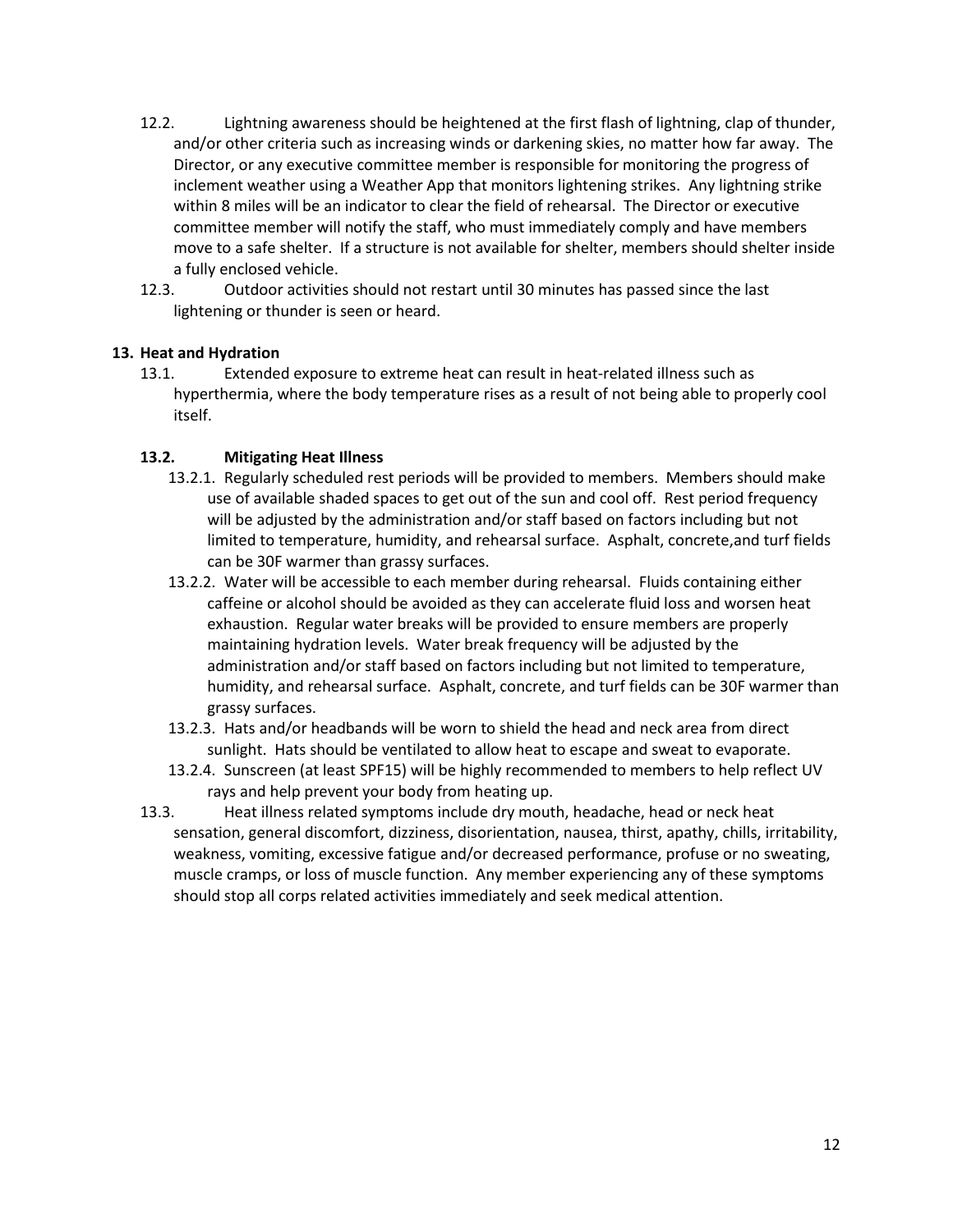12.2. Lightning awareness should be heightened at the first flash of lightning, clap of thunder, and/or other criteria such as increasing winds or darkening skies, no matter how far away. The Director, or any executive committee member is responsible for monitoring the progress of inclement weather using a Weather App that monitors lightening strikes. Any lightning strike within 8 miles will be an indicator to clear the field of rehearsal. The Director or executive committee member will notify the staff, who must immediately comply and have members move to a safe shelter. If a structure is not available for shelter, members should shelter inside a fully enclosed vehicle.

12.3. Outdoor activities should not restart until 30 minutes has passed since the last lightening or thunder is seen or heard.

## 13. Heat and Hydration

13.1. Extended exposure to extreme heat can result in heat-related illness such as hyperthermia, where the body temperature rises as a result of not being able to properly cool itself.

### 13.2. Mitigating Heat Illness

13.2.1. Regularly scheduled rest periods will be provided to members. Members should make use of available shaded spaces to get out of the sun and cool off. Rest period frequency will be adjusted by the administration and/or staff based on factors including but not limited to temperature, humidity, and rehearsal surface. Asphalt, concrete,and turf fields can be 30F warmer than grassy surfaces.

13.2.2. Water will be accessible to each member during rehearsal. Fluids containing either caffeine or alcohol should be avoided as they can accelerate fluid loss and worsen heat exhaustion. Regular water breaks will be provided to ensure members are properly maintaining hydration levels. Water break frequency will be adjusted by the administration and/or staff based on factors including but not limited to temperature, humidity, and rehearsal surface. Asphalt, concrete, and turf fields can be 30F warmer than grassy surfaces.

13.2.3. Hats and/or headbands will be worn to shield the head and neck area from direct sunlight. Hats should be ventilated to allow heat to escape and sweat to evaporate.

13.2.4. Sunscreen (at least SPF15) will be highly recommended to members to help reflect UV rays and help prevent your body from heating up.

13.3. Heat illness related symptoms include dry mouth, headache, head or neck heat sensation, general discomfort, dizziness, disorientation, nausea, thirst, apathy, chills, irritability, weakness, vomiting, excessive fatigue and/or decreased performance, profuse or no sweating, muscle cramps, or loss of muscle function. Any member experiencing any of these symptoms should stop all corps related activities immediately and seek medical attention.